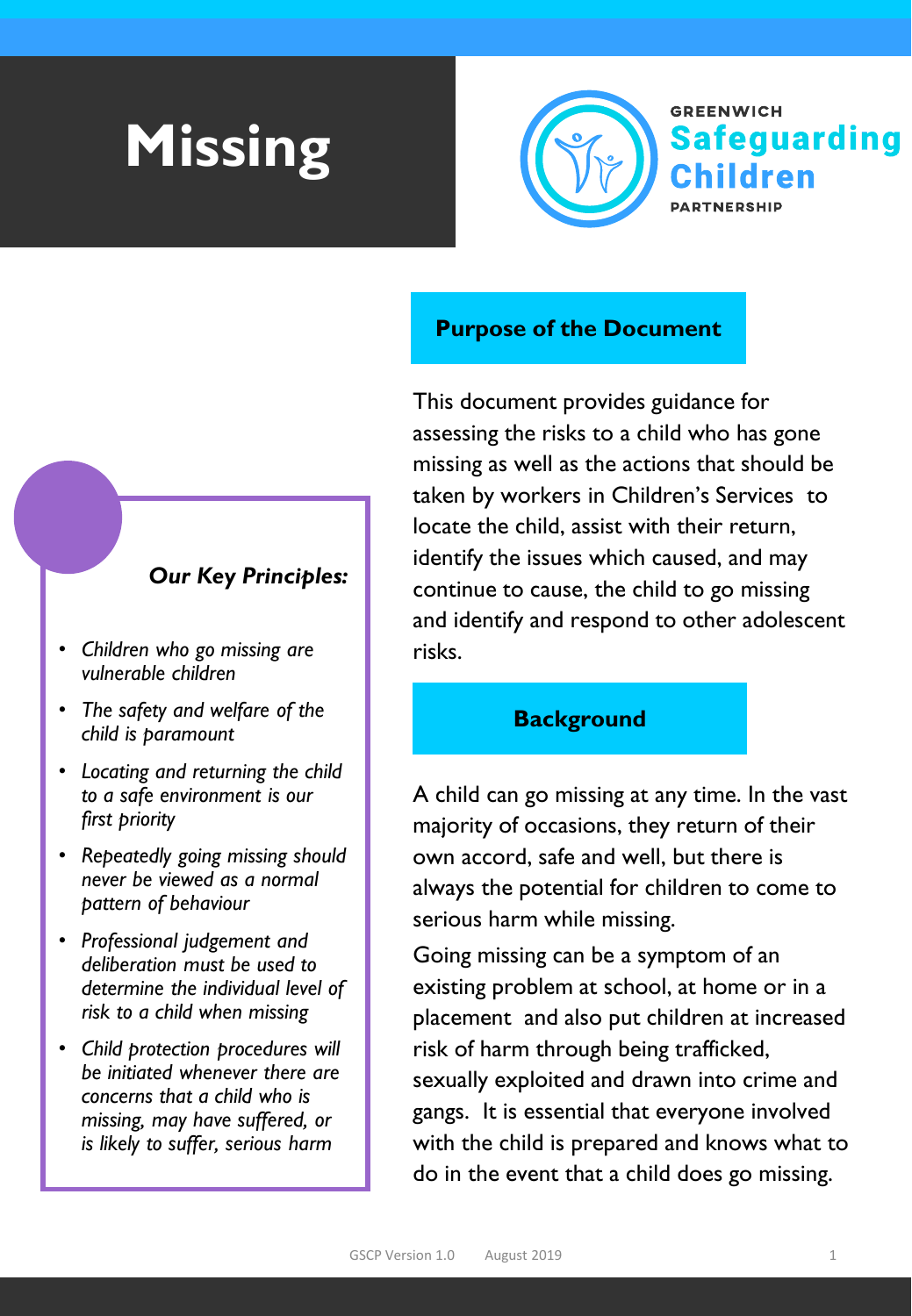# Missing

GREENWICH **Safeguarding Children** PARTNERSHIP

## Purpose of the Document

This document provides guidance for assessing the risks to a child who has gone missing as well as the actions that should be taken by workers in Children's Services to locate the child, assist with their return, identify the issues which caused, and may continue to cause, the child to go missing and identify and respond to other adolescent risks.

## Background

A child can go missing at any time. In the vast majority of occasions, they return of their own accord, safe and well, but there is always the potential for children to come to serious harm while missing.

Going missing can be a symptom of an existing problem at school, at home or in a placement and also put children at increased risk of harm through being trafficked, sexually exploited and drawn into crime and gangs. It is essential that everyone involved with the child is prepared and knows what to do in the event that a child does go missing.

### *Our Key Principles:*

- *Children who go missing are vulnerable children*
- *The safety and welfare of the child is paramount*
- *Locating and returning the child to a safe environment is our first priority*
- *Repeatedly going missing should never be viewed as a normal pattern of behaviour*
- *Professional judgement and deliberation must be used to determine the individual level of risk to a child when missing*
- *Child protection procedures will be initiated whenever there are concerns that a child who is missing, may have suffered, or is likely to suffer, serious harm*

GSCP Version 1.0 August 2019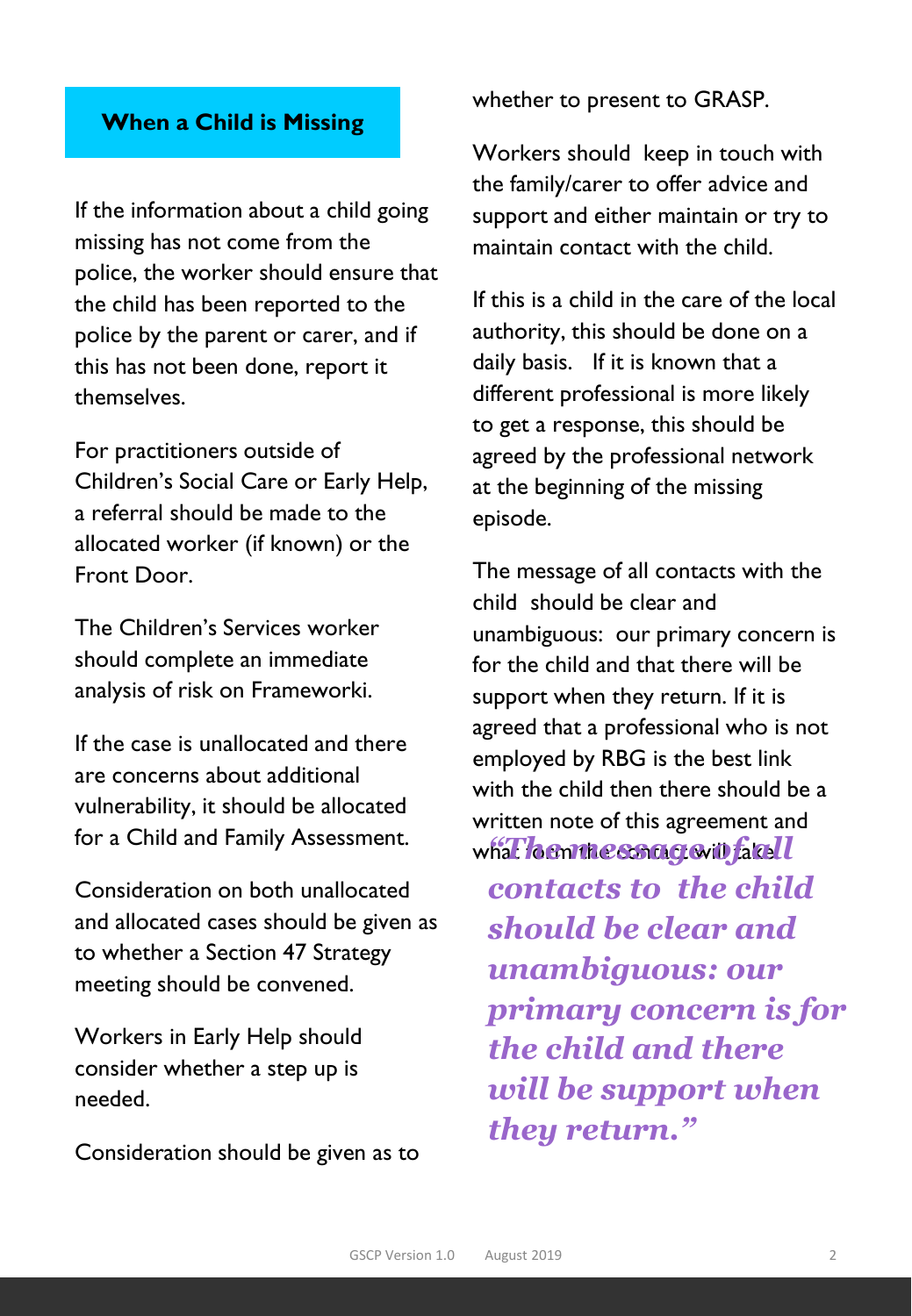## When a Child is Missing

If the information about a child going missing has not come from the police, the worker should ensure that the child has been reported to the police by the parent or carer, and if this has not been done, report it themselves.

For practitioners outside of Children's Social Care or Early Help, a referral should be made to the allocated worker (if known) or the Front Door.

The Children's Services worker should complete an immediate analysis of risk on Frameworki.

If the case is unallocated and there are concerns about additional vulnerability, it should be allocated for a Child and Family Assessment.

Consideration on both unallocated and allocated cases should be given as to whether a Section 47 Strategy meeting should be convened.

Workers in Early Help should consider whether a step up is needed.

Consideration should be given as to whether to present to GRASP.

Workers should keep in touch with the family/carer to offer advice and support and either maintain or try to maintain contact with the child.

If this is a child in the care of the local authority, this should be done on a daily basis. If it is known that a different professional is more likely to get a response, this should be agreed by the professional network at the beginning of the missing episode.

The message of all contacts with the child should be clear and unambiguous: our primary concern is for the child and that there will be support when they return. If it is agreed that a professional who is not employed by RBG is the best link with the child then there should be a written note of this agreement and what form the contact will take.

***"The message of all contacts to the child should be clear and unambiguous: our primary concern is for the child and there will be support when they return."***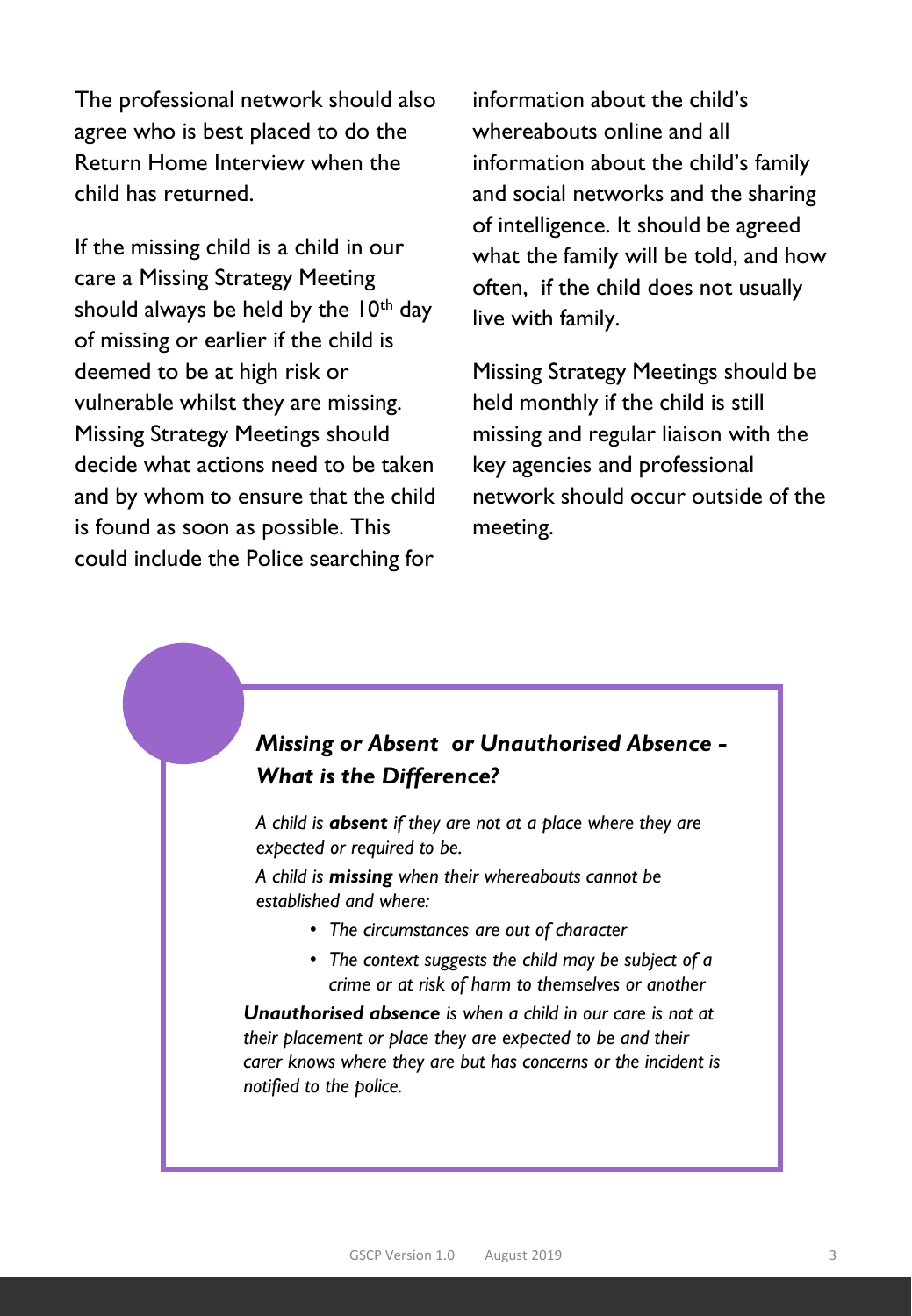The professional network should also agree who is best placed to do the Return Home Interview when the child has returned.

If the missing child is a child in our care a Missing Strategy Meeting should always be held by the 10th day of missing or earlier if the child is deemed to be at high risk or vulnerable whilst they are missing. Missing Strategy Meetings should decide what actions need to be taken and by whom to ensure that the child is found as soon as possible. This could include the Police searching for information about the child's whereabouts online and all information about the child's family and social networks and the sharing of intelligence. It should be agreed what the family will be told, and how often, if the child does not usually live with family.

Missing Strategy Meetings should be held monthly if the child is still missing and regular liaison with the key agencies and professional network should occur outside of the meeting.

### *Missing or Absent or Unauthorised Absence - What is the Difference?*

*A child is **absent** if they are not at a place where they are expected or required to be.*

*A child is **missing** when their whereabouts cannot be established and where:*

- *The circumstances are out of character*
- *The context suggests the child may be subject of a crime or at risk of harm to themselves or another*

***Unauthorised absence** is when a child in our care is not at their placement or place they are expected to be and their carer knows where they are but has concerns or the incident is notified to the police.*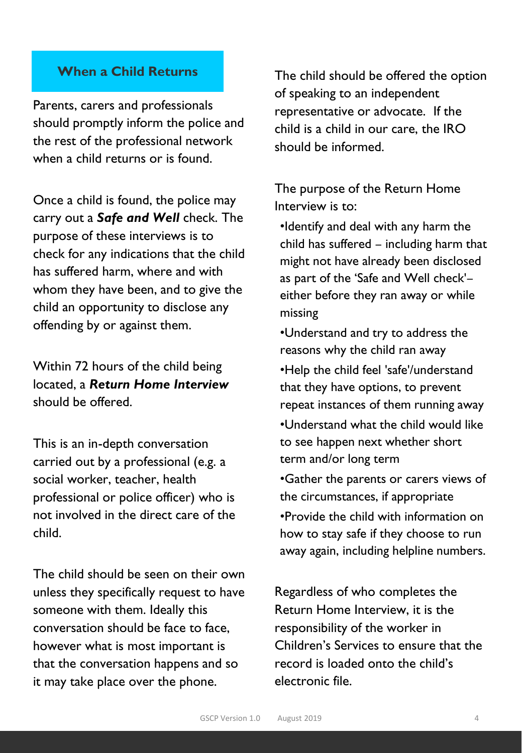## When a Child Returns

Parents, carers and professionals should promptly inform the police and the rest of the professional network when a child returns or is found.

Once a child is found, the police may carry out a ***Safe and Well*** check. The purpose of these interviews is to check for any indications that the child has suffered harm, where and with whom they have been, and to give the child an opportunity to disclose any offending by or against them.

Within 72 hours of the child being located, a ***Return Home Interview*** should be offered.

This is an in-depth conversation carried out by a professional (e.g. a social worker, teacher, health professional or police officer) who is not involved in the direct care of the child.

The child should be seen on their own unless they specifically request to have someone with them. Ideally this conversation should be face to face, however what is most important is that the conversation happens and so it may take place over the phone.

The child should be offered the option of speaking to an independent representative or advocate. If the child is a child in our care, the IRO should be informed.

The purpose of the Return Home Interview is to:

- Identify and deal with any harm the child has suffered – including harm that might not have already been disclosed as part of the 'Safe and Well check'– either before they ran away or while missing
- Understand and try to address the reasons why the child ran away
- Help the child feel 'safe'/understand that they have options, to prevent repeat instances of them running away
- Understand what the child would like to see happen next whether short term and/or long term
- Gather the parents or carers views of the circumstances, if appropriate
- Provide the child with information on how to stay safe if they choose to run away again, including helpline numbers.

Regardless of who completes the Return Home Interview, it is the responsibility of the worker in Children's Services to ensure that the record is loaded onto the child's electronic file.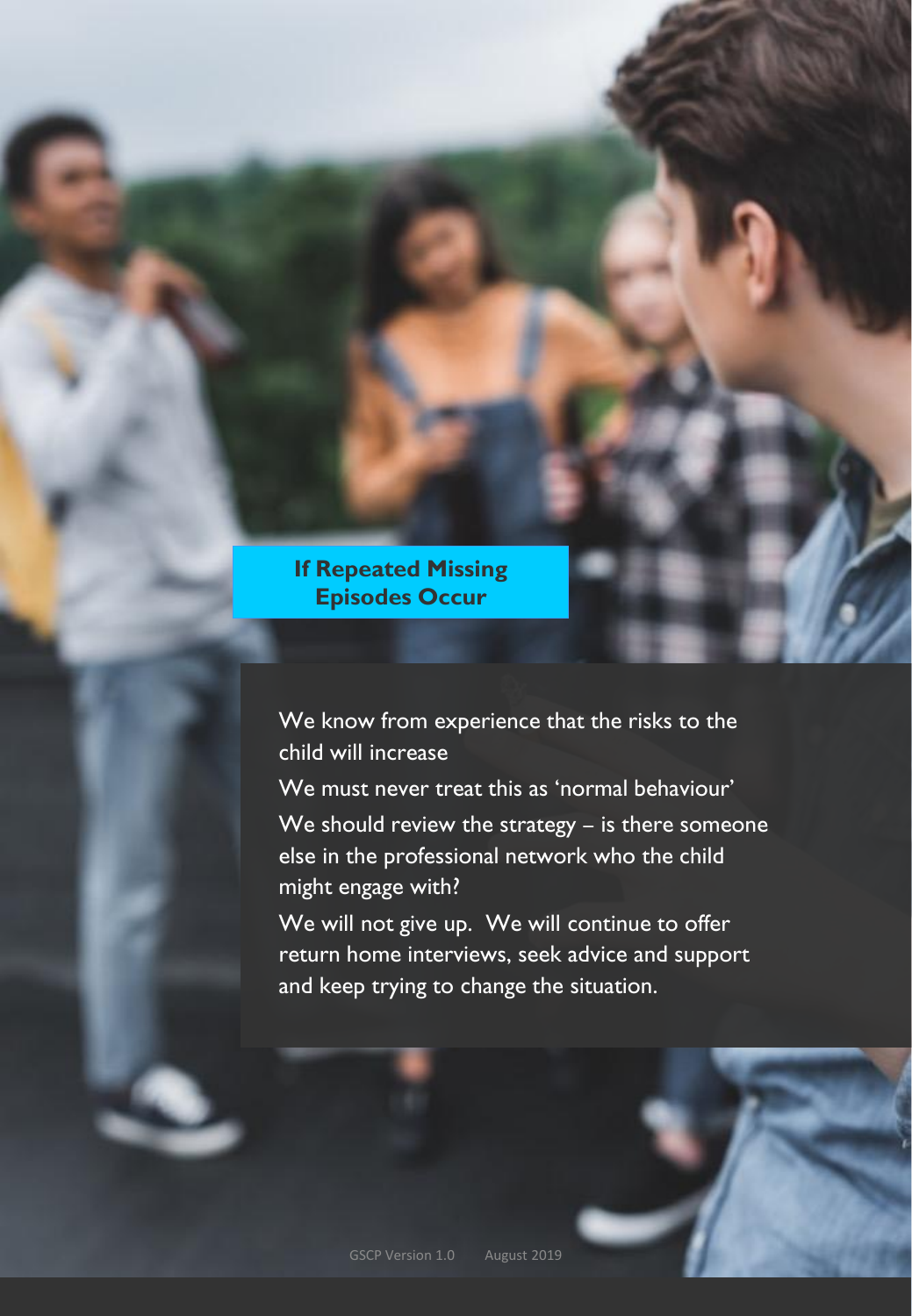## If Repeated Missing Episodes Occur

We know from experience that the risks to the child will increase

We must never treat this as 'normal behaviour'

We should review the strategy – is there someone else in the professional network who the child might engage with?

We will not give up. We will continue to offer return home interviews, seek advice and support and keep trying to change the situation.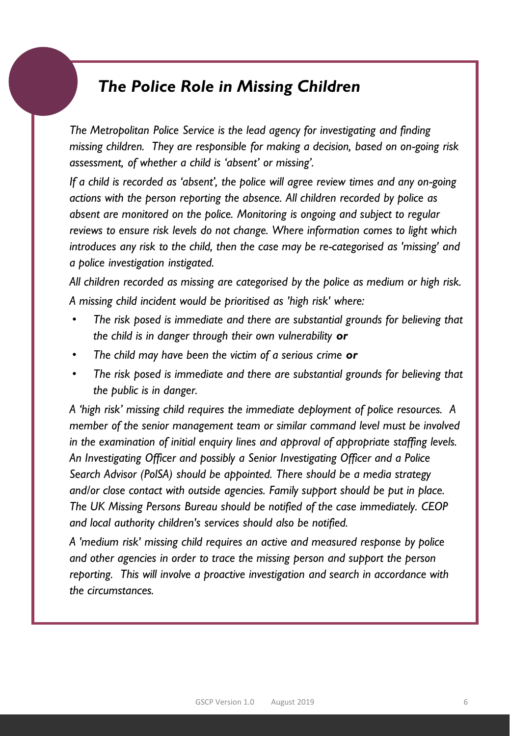## *The Police Role in Missing Children*

*The Metropolitan Police Service is the lead agency for investigating and finding missing children. They are responsible for making a decision, based on on-going risk assessment, of whether a child is 'absent' or missing'.*

*If a child is recorded as 'absent', the police will agree review times and any on-going actions with the person reporting the absence. All children recorded by police as absent are monitored on the police. Monitoring is ongoing and subject to regular reviews to ensure risk levels do not change. Where information comes to light which introduces any risk to the child, then the case may be re-categorised as 'missing' and a police investigation instigated.*

*All children recorded as missing are categorised by the police as medium or high risk.*

*A missing child incident would be prioritised as 'high risk' where:*

- *The risk posed is immediate and there are substantial grounds for believing that the child is in danger through their own vulnerability* ***or***
- *The child may have been the victim of a serious crime* ***or***
- *The risk posed is immediate and there are substantial grounds for believing that the public is in danger.*

*A 'high risk' missing child requires the immediate deployment of police resources. A member of the senior management team or similar command level must be involved in the examination of initial enquiry lines and approval of appropriate staffing levels. An Investigating Officer and possibly a Senior Investigating Officer and a Police Search Advisor (PolSA) should be appointed. There should be a media strategy and/or close contact with outside agencies. Family support should be put in place. The UK Missing Persons Bureau should be notified of the case immediately. CEOP and local authority children's services should also be notified.*

*A 'medium risk' missing child requires an active and measured response by police and other agencies in order to trace the missing person and support the person reporting. This will involve a proactive investigation and search in accordance with the circumstances.*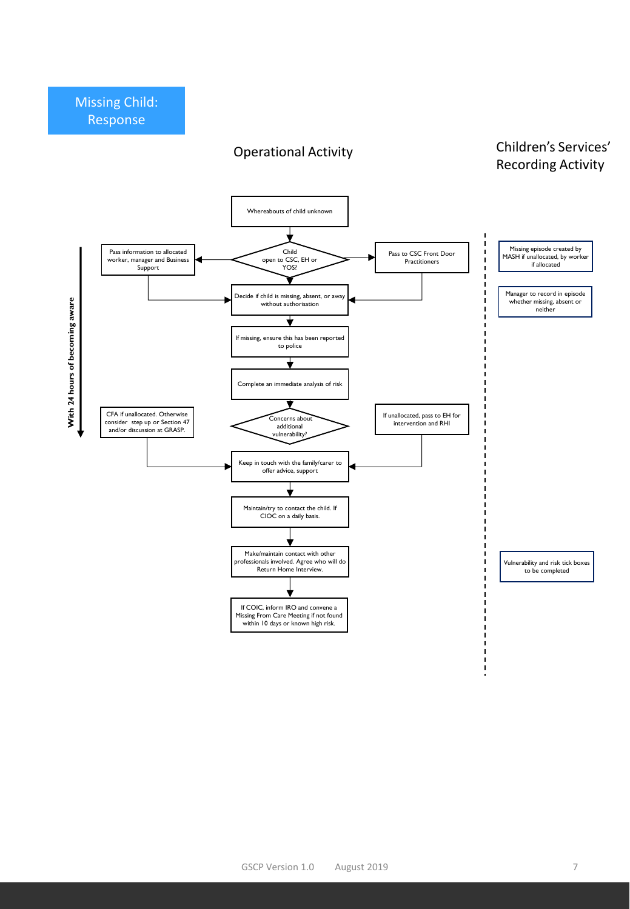# Missing Child: Response

## Operational Activity

**With 24 hours of becoming aware**

- Whereabouts of child unknown
- **Child open to CSC, EH or YOS?**
  - Yes: Pass information to allocated worker, manager and Business Support
  - No: Pass to CSC Front Door Practitioners
- Decide if child is missing, absent, or away without authorisation
- If missing, ensure this has been reported to police
- Complete an immediate analysis of risk
- **Concerns about additional vulnerability?**
  - CFA if unallocated. Otherwise consider step up or Section 47 and/or discussion at GRASP.
  - If unallocated, pass to EH for intervention and RHI
- Keep in touch with the family/carer to offer advice, support
- Maintain/try to contact the child. If CIOC on a daily basis.
- Make/maintain contact with other professionals involved. Agree who will do Return Home Interview.
- If COIC, inform IRO and convene a Missing From Care Meeting if not found within 10 days or known high risk.

## Children's Services' Recording Activity

- Missing episode created by MASH if unallocated, by worker if allocated
- Manager to record in episode whether missing, absent or neither
- Vulnerability and risk tick boxes to be completed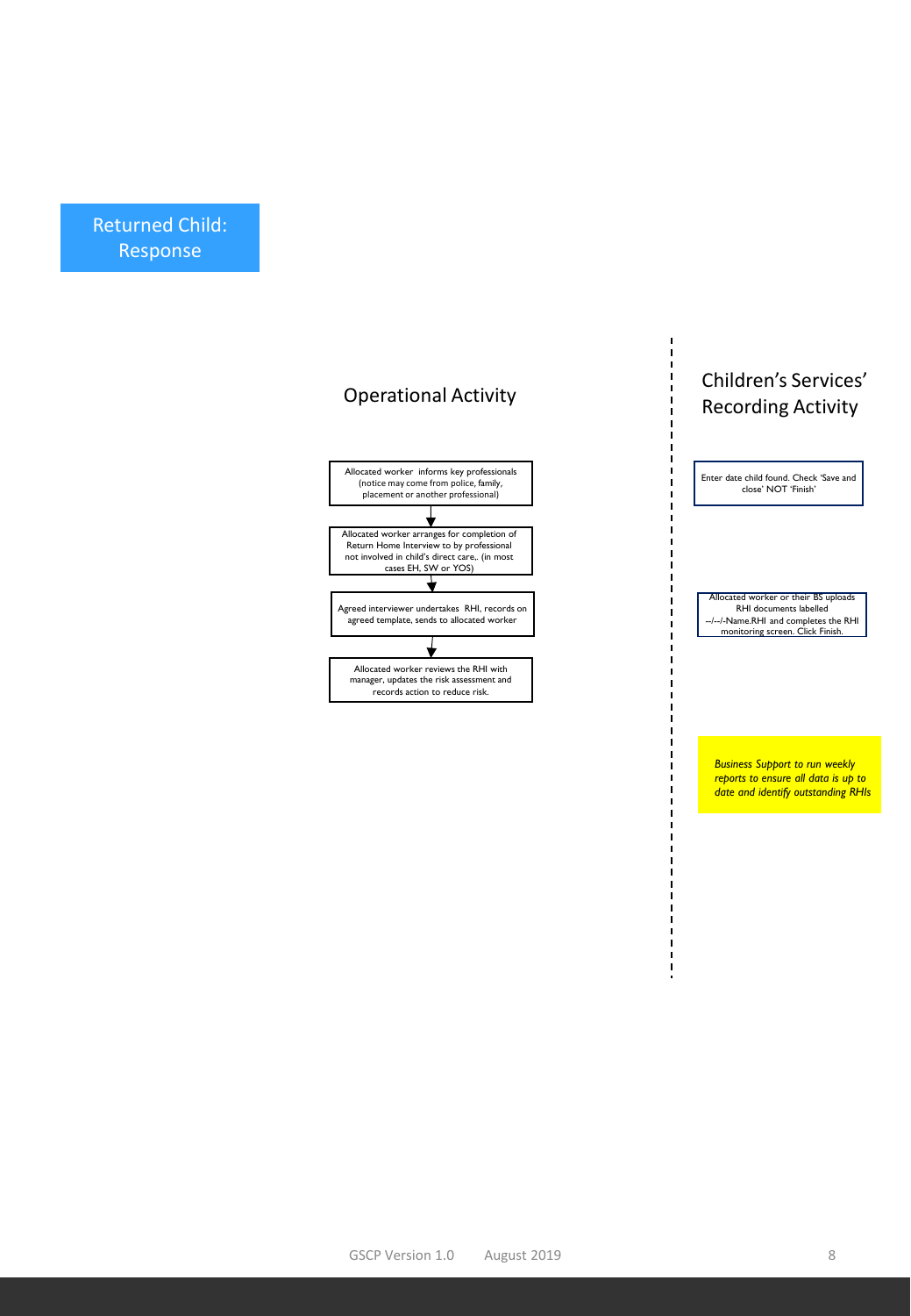# Returned Child: Response

## Operational Activity

Allocated worker informs key professionals (notice may come from police, family, placement or another professional)

↓

Allocated worker arranges for completion of Return Home Interview to by professional not involved in child's direct care,. (in most cases EH, SW or YOS)

↓

Agreed interviewer undertakes RHI, records on agreed template, sends to allocated worker

↓

Allocated worker reviews the RHI with manager, updates the risk assessment and records action to reduce risk.

## Children's Services' Recording Activity

Enter date child found. Check 'Save and close' NOT 'Finish'

Allocated worker or their BS uploads RHI documents labelled --/--/-Name.RHI and completes the RHI monitoring screen. Click Finish.

*Business Support to run weekly reports to ensure all data is up to date and identify outstanding RHIs*